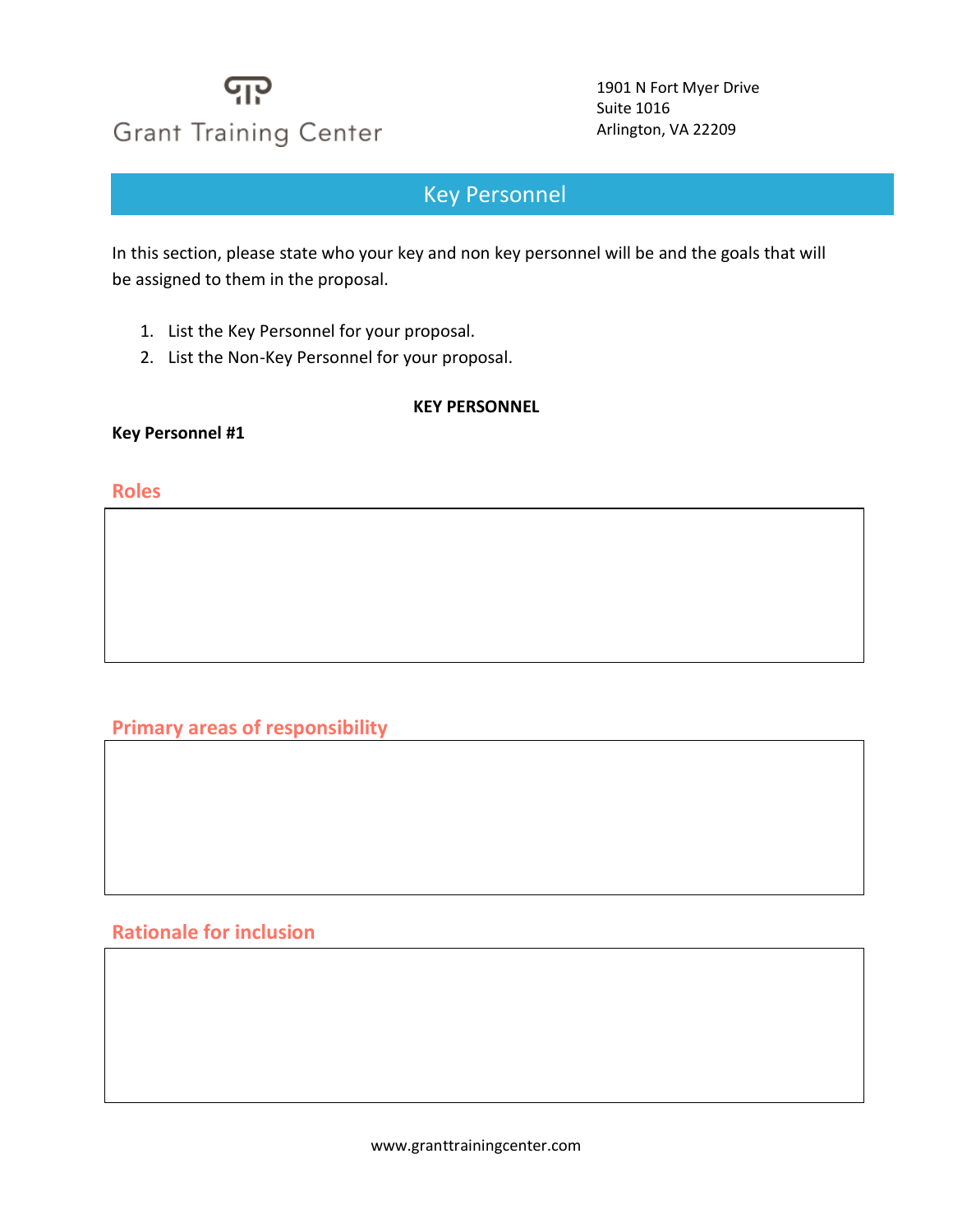Grant Training Center

1901 N Fort Myer Drive
Suite 1016
Arlington, VA 22209

# Key Personnel

In this section, please state who your key and non key personnel will be and the goals that will be assigned to them in the proposal.

1. List the Key Personnel for your proposal.
2. List the Non-Key Personnel for your proposal.

**KEY PERSONNEL**

**Key Personnel #1**

## Roles

## Primary areas of responsibility

## Rationale for inclusion

www.granttrainingcenter.com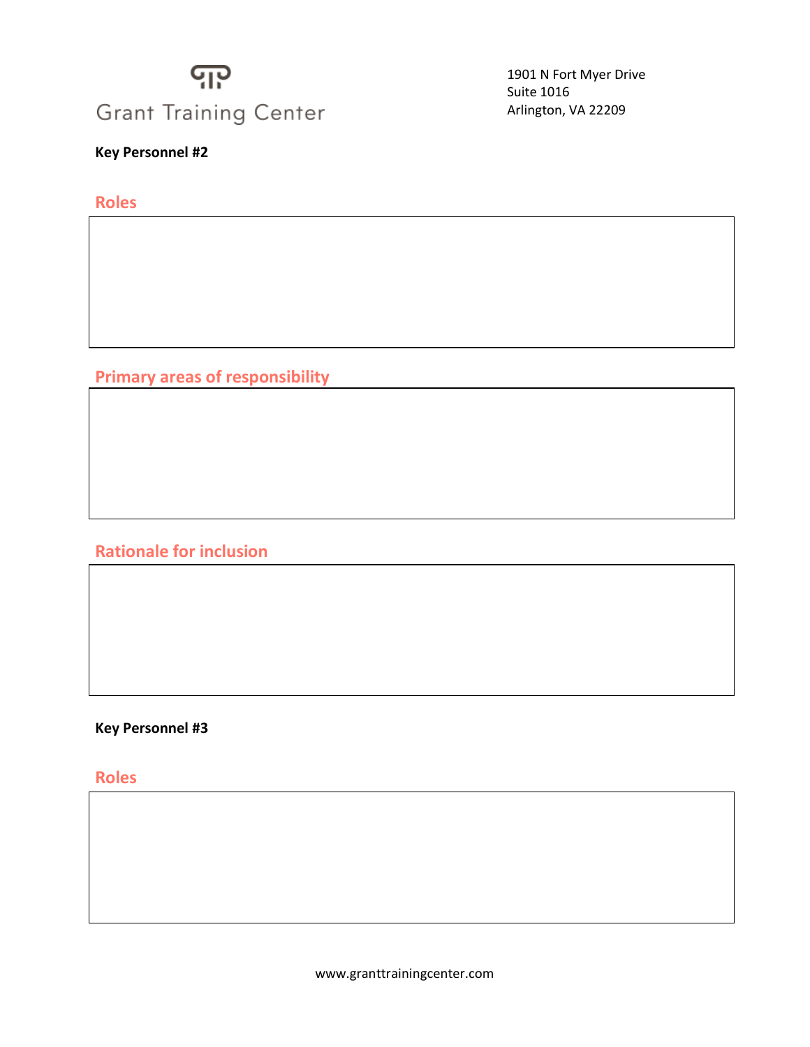Grant Training Center

1901 N Fort Myer Drive
Suite 1016
Arlington, VA 22209

**Key Personnel #2**

## Roles

## Primary areas of responsibility

## Rationale for inclusion

**Key Personnel #3**

## Roles

www.granttrainingcenter.com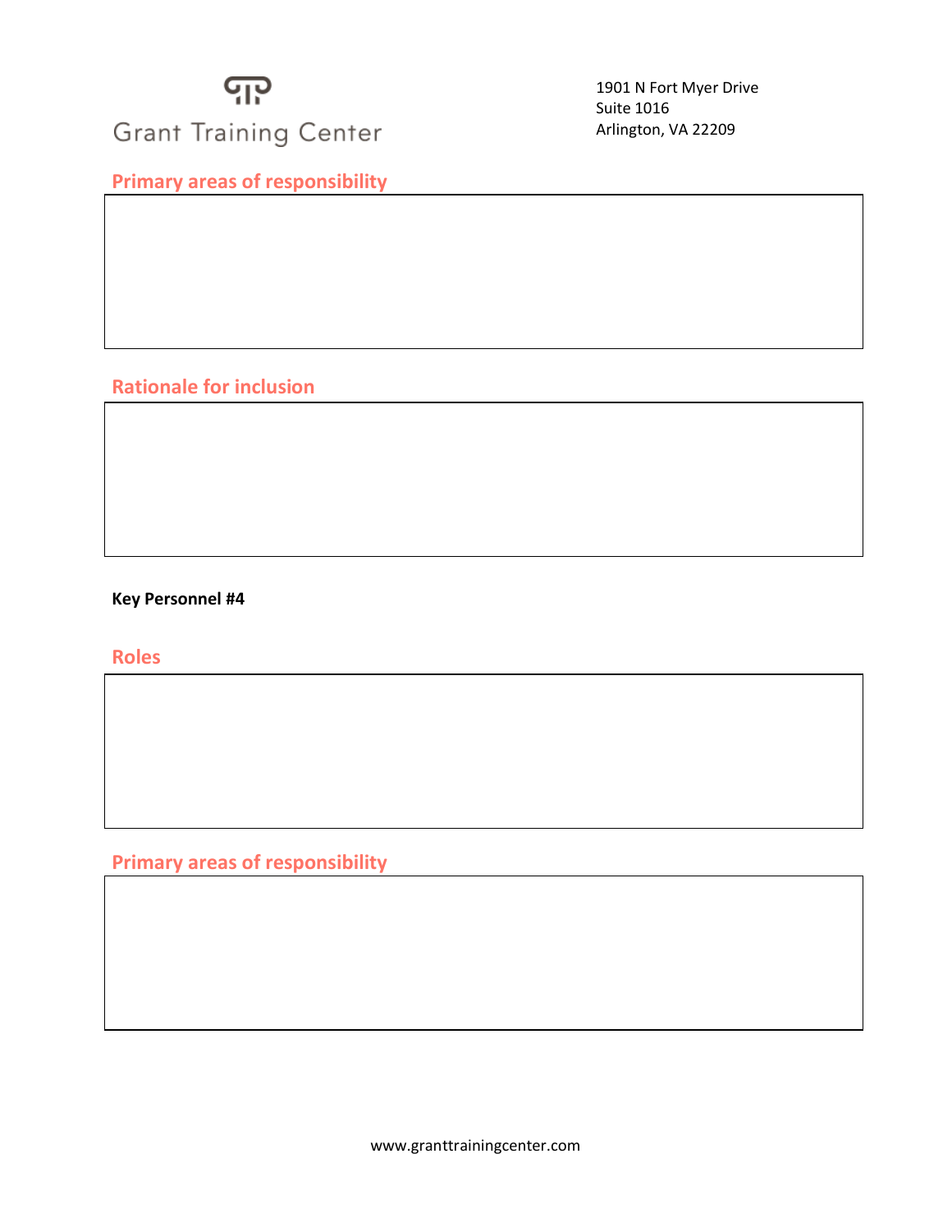## Primary areas of responsibility

## Rationale for inclusion

**Key Personnel #4**

## Roles

## Primary areas of responsibility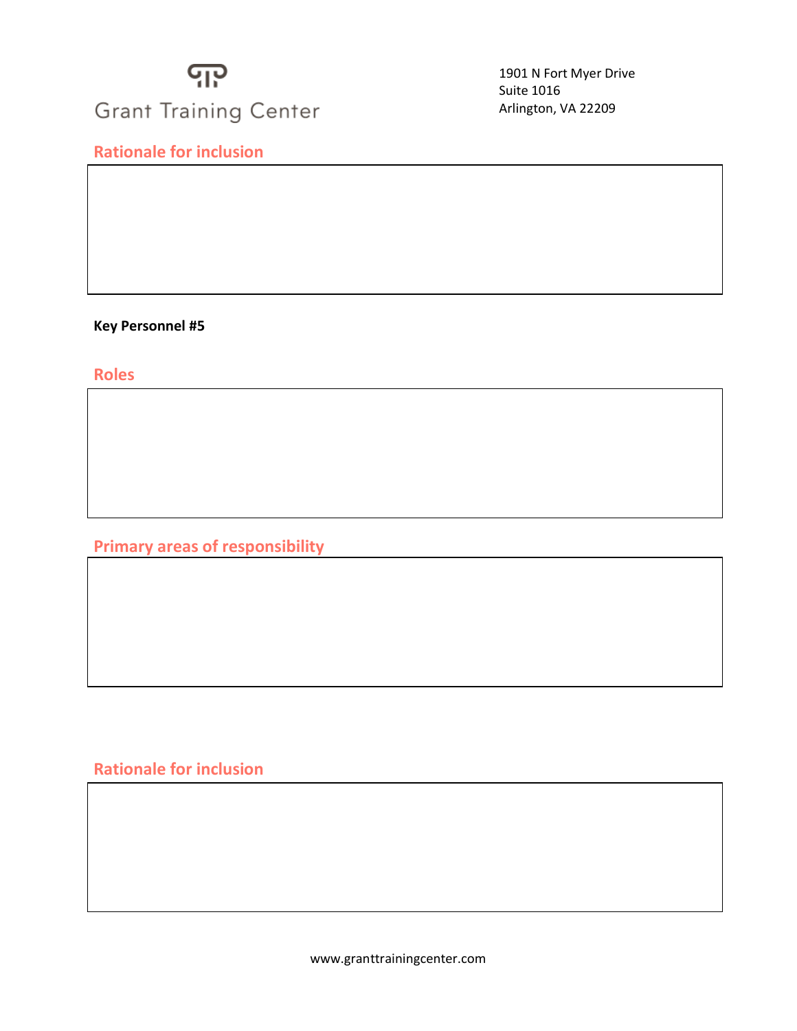## Rationale for inclusion

**Key Personnel #5**

## Roles

## Primary areas of responsibility

## Rationale for inclusion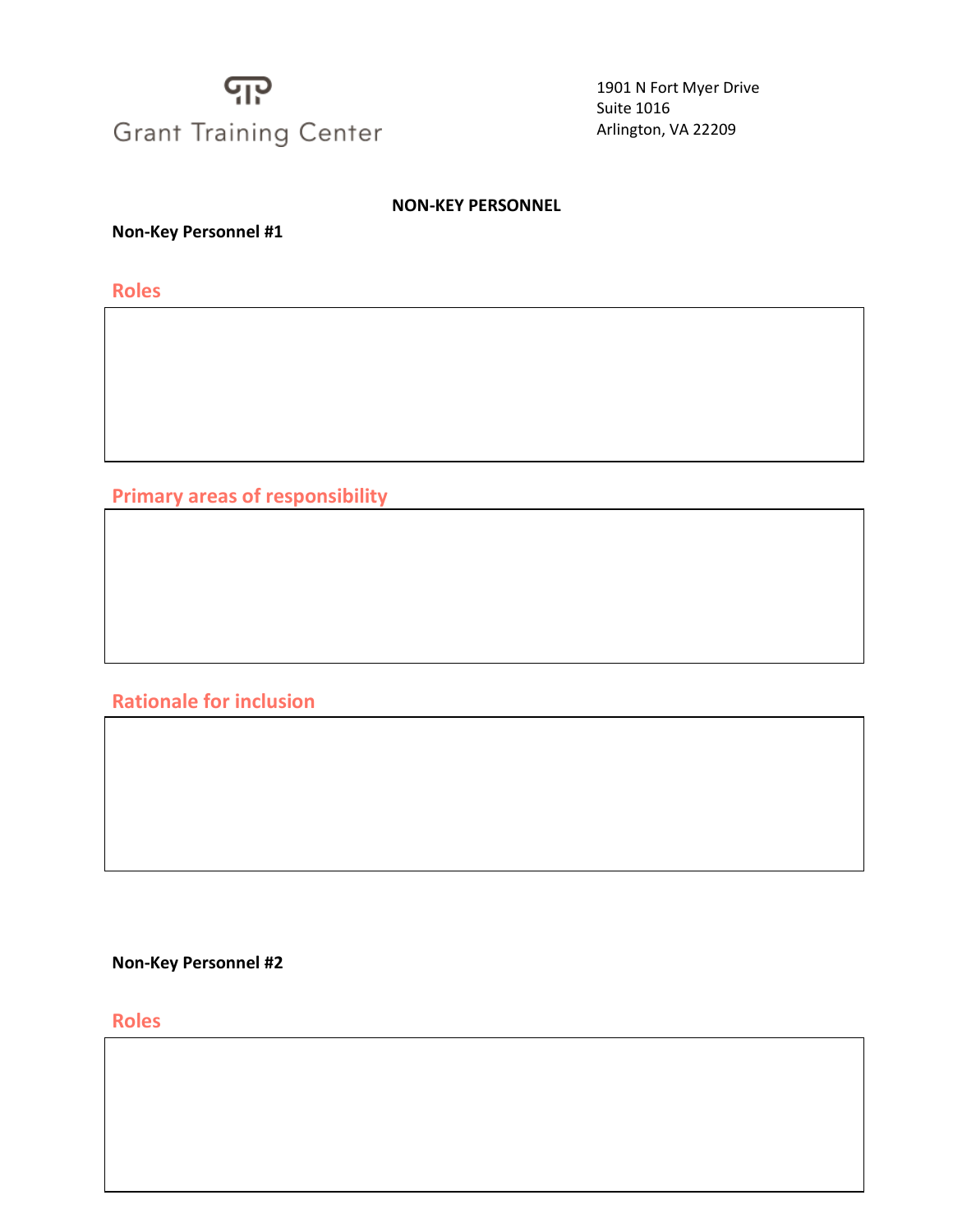Grant Training Center

1901 N Fort Myer Drive
Suite 1016
Arlington, VA 22209

**NON-KEY PERSONNEL**

**Non-Key Personnel #1**

## Roles

## Primary areas of responsibility

## Rationale for inclusion

**Non-Key Personnel #2**

## Roles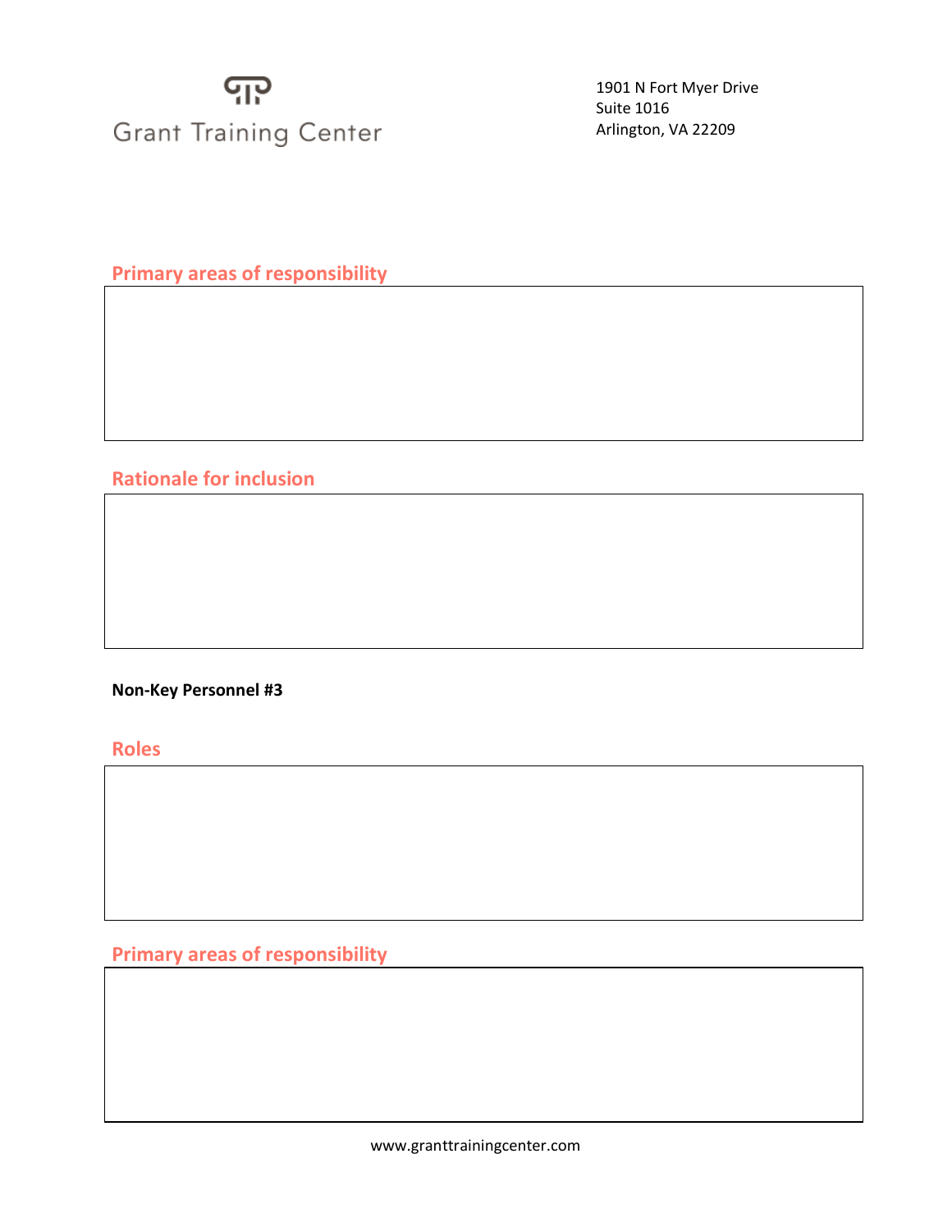## Primary areas of responsibility

## Rationale for inclusion

**Non-Key Personnel #3**

## Roles

## Primary areas of responsibility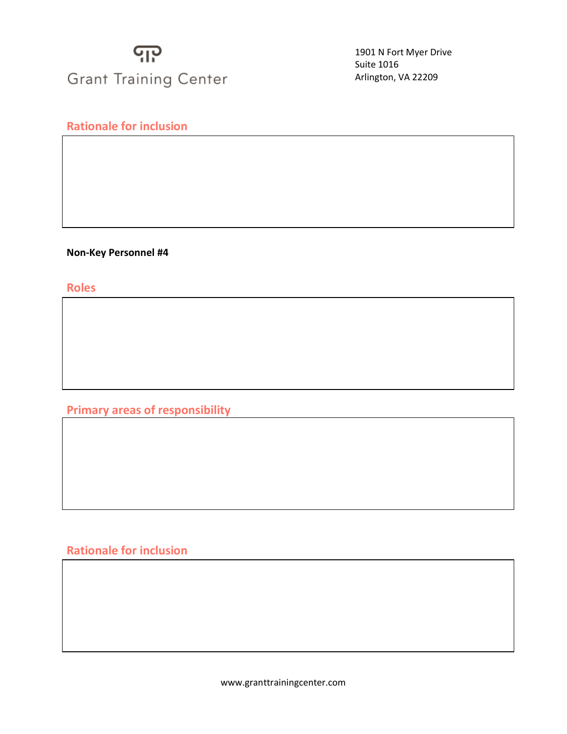## Rationale for inclusion

**Non-Key Personnel #4**

## Roles

## Primary areas of responsibility

## Rationale for inclusion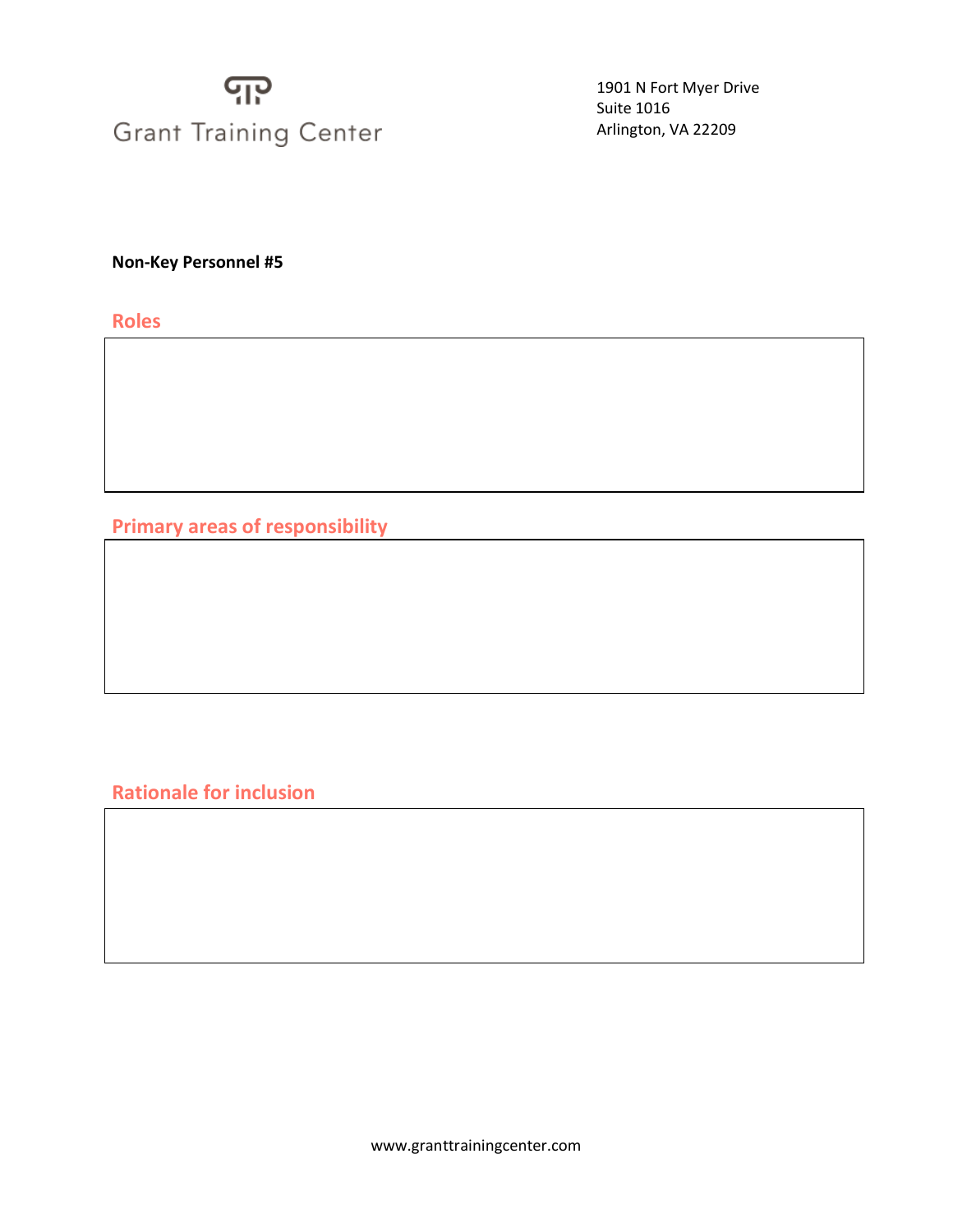Grant Training Center

1901 N Fort Myer Drive
Suite 1016
Arlington, VA 22209

**Non-Key Personnel #5**

## Roles

## Primary areas of responsibility

## Rationale for inclusion

www.granttrainingcenter.com